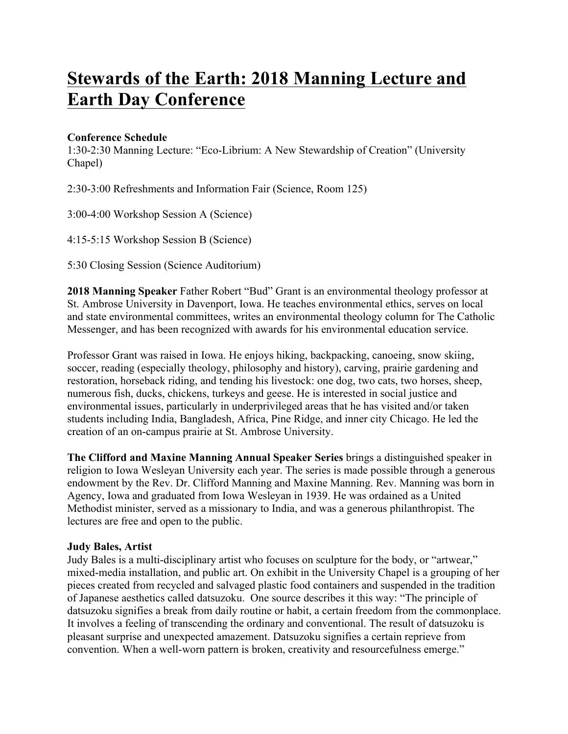# Stewards of the Earth: 2018 Manning Lecture and Earth Day Conference

**Conference Schedule**
1:30-2:30 Manning Lecture: "Eco-Librium: A New Stewardship of Creation" (University Chapel)

2:30-3:00 Refreshments and Information Fair (Science, Room 125)

3:00-4:00 Workshop Session A (Science)

4:15-5:15 Workshop Session B (Science)

5:30 Closing Session (Science Auditorium)

**2018 Manning Speaker** Father Robert "Bud" Grant is an environmental theology professor at St. Ambrose University in Davenport, Iowa. He teaches environmental ethics, serves on local and state environmental committees, writes an environmental theology column for The Catholic Messenger, and has been recognized with awards for his environmental education service.

Professor Grant was raised in Iowa. He enjoys hiking, backpacking, canoeing, snow skiing, soccer, reading (especially theology, philosophy and history), carving, prairie gardening and restoration, horseback riding, and tending his livestock: one dog, two cats, two horses, sheep, numerous fish, ducks, chickens, turkeys and geese. He is interested in social justice and environmental issues, particularly in underprivileged areas that he has visited and/or taken students including India, Bangladesh, Africa, Pine Ridge, and inner city Chicago. He led the creation of an on-campus prairie at St. Ambrose University.

**The Clifford and Maxine Manning Annual Speaker Series** brings a distinguished speaker in religion to Iowa Wesleyan University each year. The series is made possible through a generous endowment by the Rev. Dr. Clifford Manning and Maxine Manning. Rev. Manning was born in Agency, Iowa and graduated from Iowa Wesleyan in 1939. He was ordained as a United Methodist minister, served as a missionary to India, and was a generous philanthropist. The lectures are free and open to the public.

**Judy Bales, Artist**
Judy Bales is a multi-disciplinary artist who focuses on sculpture for the body, or "artwear," mixed-media installation, and public art. On exhibit in the University Chapel is a grouping of her pieces created from recycled and salvaged plastic food containers and suspended in the tradition of Japanese aesthetics called datsuzoku. One source describes it this way: "The principle of datsuzoku signifies a break from daily routine or habit, a certain freedom from the commonplace. It involves a feeling of transcending the ordinary and conventional. The result of datsuzoku is pleasant surprise and unexpected amazement. Datsuzoku signifies a certain reprieve from convention. When a well-worn pattern is broken, creativity and resourcefulness emerge."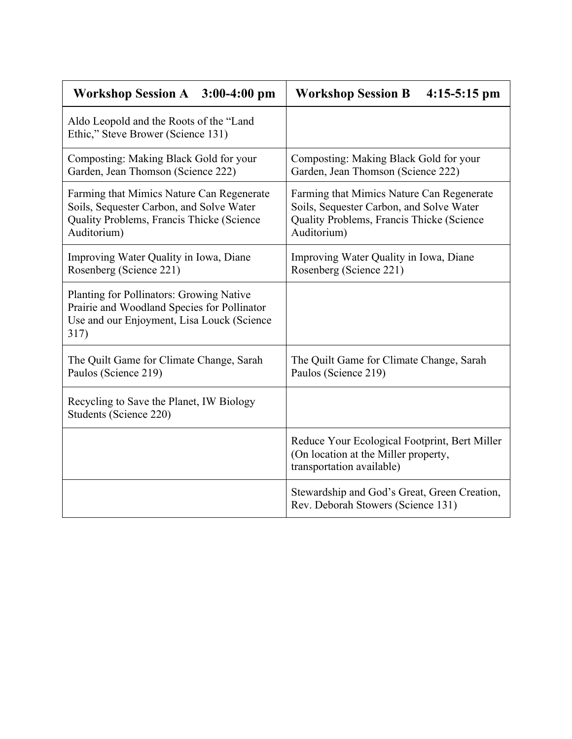| Workshop Session A 3:00-4:00 pm | Workshop Session B 4:15-5:15 pm |
| --- | --- |
| Aldo Leopold and the Roots of the "Land Ethic," Steve Brower (Science 131) | |
| Composting: Making Black Gold for your Garden, Jean Thomson (Science 222) | Composting: Making Black Gold for your Garden, Jean Thomson (Science 222) |
| Farming that Mimics Nature Can Regenerate Soils, Sequester Carbon, and Solve Water Quality Problems, Francis Thicke (Science Auditorium) | Farming that Mimics Nature Can Regenerate Soils, Sequester Carbon, and Solve Water Quality Problems, Francis Thicke (Science Auditorium) |
| Improving Water Quality in Iowa, Diane Rosenberg (Science 221) | Improving Water Quality in Iowa, Diane Rosenberg (Science 221) |
| Planting for Pollinators: Growing Native Prairie and Woodland Species for Pollinator Use and our Enjoyment, Lisa Louck (Science 317) | |
| The Quilt Game for Climate Change, Sarah Paulos (Science 219) | The Quilt Game for Climate Change, Sarah Paulos (Science 219) |
| Recycling to Save the Planet, IW Biology Students (Science 220) | |
| | Reduce Your Ecological Footprint, Bert Miller (On location at the Miller property, transportation available) |
| | Stewardship and God's Great, Green Creation, Rev. Deborah Stowers (Science 131) |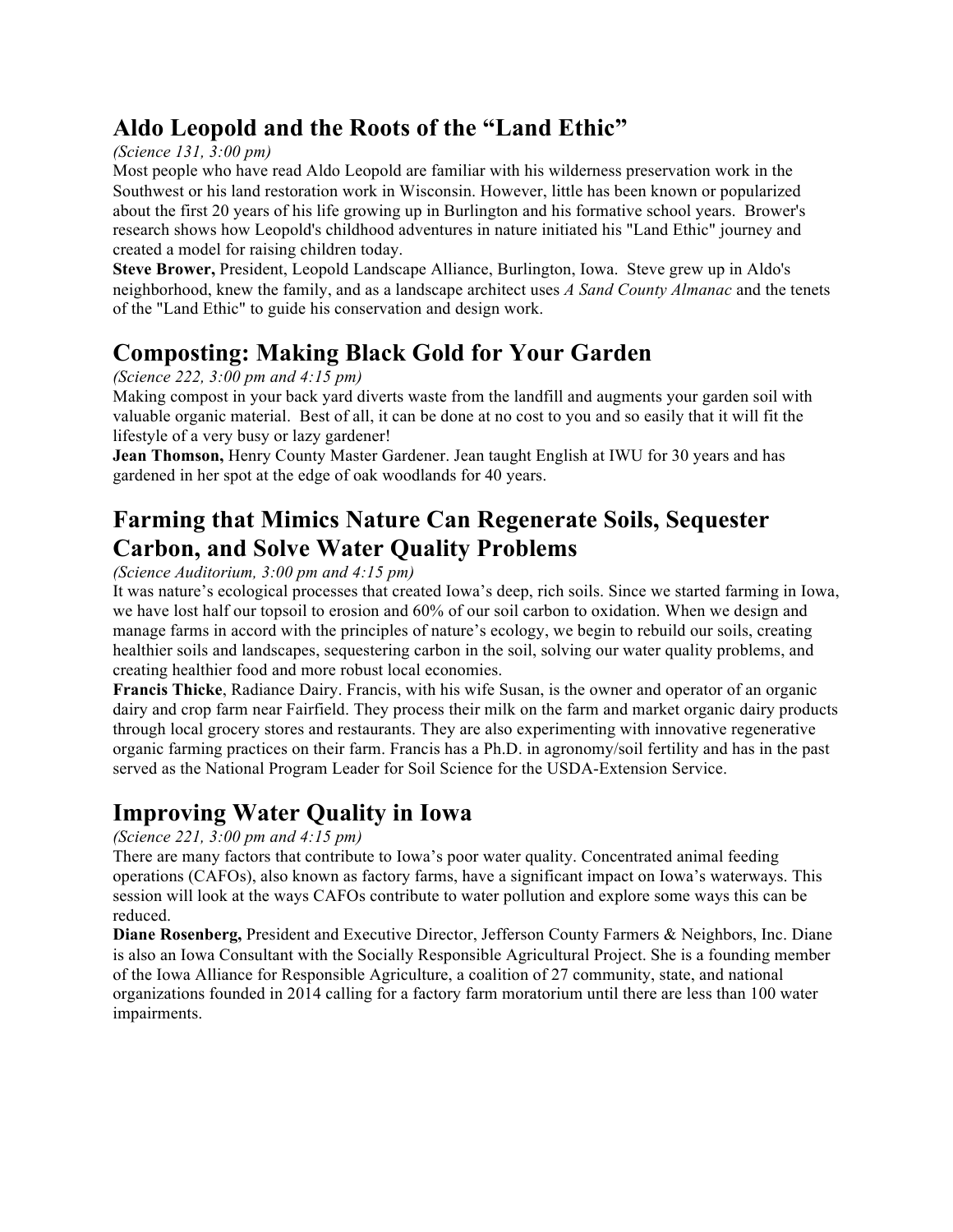## Aldo Leopold and the Roots of the "Land Ethic"

*(Science 131, 3:00 pm)*

Most people who have read Aldo Leopold are familiar with his wilderness preservation work in the Southwest or his land restoration work in Wisconsin. However, little has been known or popularized about the first 20 years of his life growing up in Burlington and his formative school years. Brower's research shows how Leopold's childhood adventures in nature initiated his "Land Ethic" journey and created a model for raising children today.

**Steve Brower,** President, Leopold Landscape Alliance, Burlington, Iowa. Steve grew up in Aldo's neighborhood, knew the family, and as a landscape architect uses *A Sand County Almanac* and the tenets of the "Land Ethic" to guide his conservation and design work.

## Composting: Making Black Gold for Your Garden

*(Science 222, 3:00 pm and 4:15 pm)*

Making compost in your back yard diverts waste from the landfill and augments your garden soil with valuable organic material. Best of all, it can be done at no cost to you and so easily that it will fit the lifestyle of a very busy or lazy gardener!

**Jean Thomson,** Henry County Master Gardener. Jean taught English at IWU for 30 years and has gardened in her spot at the edge of oak woodlands for 40 years.

## Farming that Mimics Nature Can Regenerate Soils, Sequester Carbon, and Solve Water Quality Problems

*(Science Auditorium, 3:00 pm and 4:15 pm)*

It was nature's ecological processes that created Iowa's deep, rich soils. Since we started farming in Iowa, we have lost half our topsoil to erosion and 60% of our soil carbon to oxidation. When we design and manage farms in accord with the principles of nature's ecology, we begin to rebuild our soils, creating healthier soils and landscapes, sequestering carbon in the soil, solving our water quality problems, and creating healthier food and more robust local economies.

**Francis Thicke**, Radiance Dairy. Francis, with his wife Susan, is the owner and operator of an organic dairy and crop farm near Fairfield. They process their milk on the farm and market organic dairy products through local grocery stores and restaurants. They are also experimenting with innovative regenerative organic farming practices on their farm. Francis has a Ph.D. in agronomy/soil fertility and has in the past served as the National Program Leader for Soil Science for the USDA-Extension Service.

## Improving Water Quality in Iowa

*(Science 221, 3:00 pm and 4:15 pm)*

There are many factors that contribute to Iowa's poor water quality. Concentrated animal feeding operations (CAFOs), also known as factory farms, have a significant impact on Iowa's waterways. This session will look at the ways CAFOs contribute to water pollution and explore some ways this can be reduced.

**Diane Rosenberg,** President and Executive Director, Jefferson County Farmers & Neighbors, Inc. Diane is also an Iowa Consultant with the Socially Responsible Agricultural Project. She is a founding member of the Iowa Alliance for Responsible Agriculture, a coalition of 27 community, state, and national organizations founded in 2014 calling for a factory farm moratorium until there are less than 100 water impairments.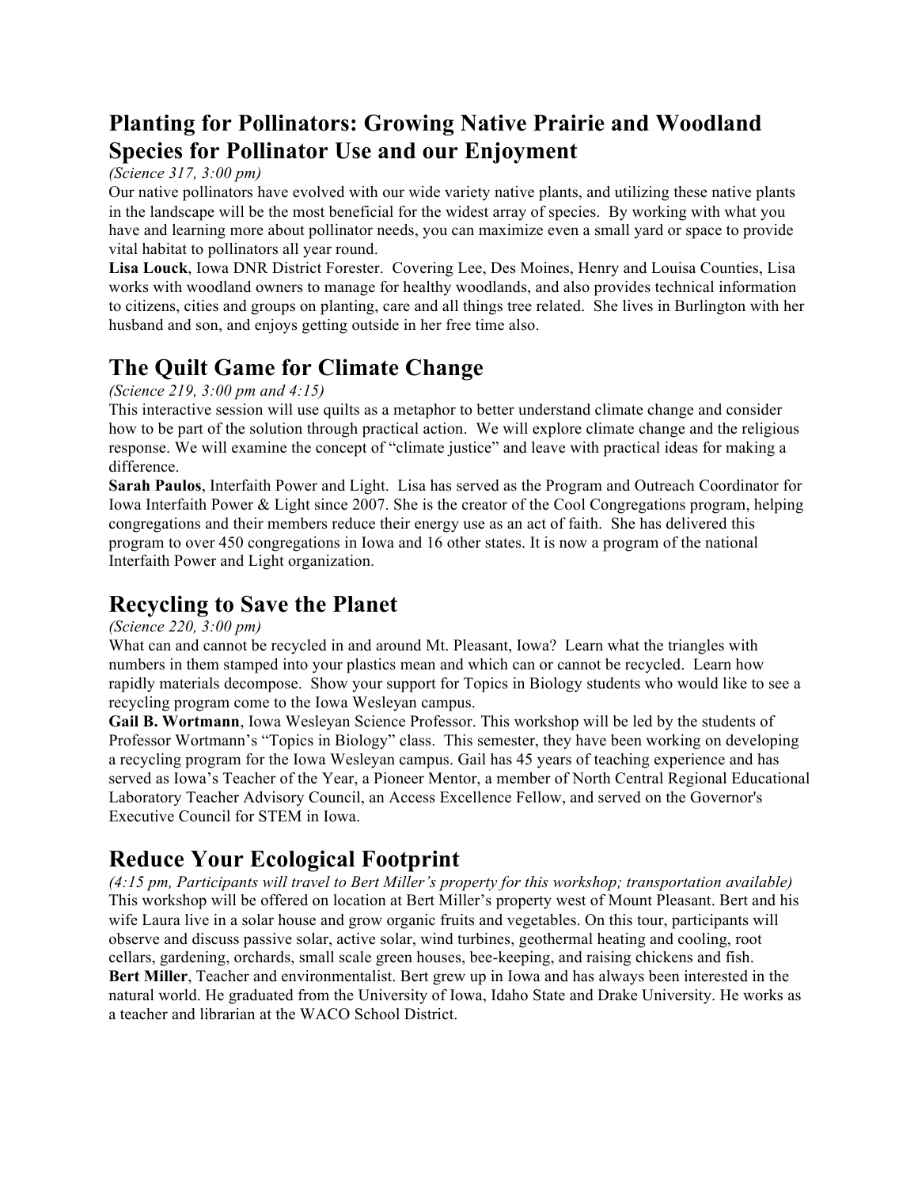## Planting for Pollinators: Growing Native Prairie and Woodland Species for Pollinator Use and our Enjoyment

*(Science 317, 3:00 pm)*

Our native pollinators have evolved with our wide variety native plants, and utilizing these native plants in the landscape will be the most beneficial for the widest array of species. By working with what you have and learning more about pollinator needs, you can maximize even a small yard or space to provide vital habitat to pollinators all year round.

**Lisa Louck**, Iowa DNR District Forester. Covering Lee, Des Moines, Henry and Louisa Counties, Lisa works with woodland owners to manage for healthy woodlands, and also provides technical information to citizens, cities and groups on planting, care and all things tree related. She lives in Burlington with her husband and son, and enjoys getting outside in her free time also.

## The Quilt Game for Climate Change

*(Science 219, 3:00 pm and 4:15)*

This interactive session will use quilts as a metaphor to better understand climate change and consider how to be part of the solution through practical action. We will explore climate change and the religious response. We will examine the concept of "climate justice" and leave with practical ideas for making a difference.

**Sarah Paulos**, Interfaith Power and Light. Lisa has served as the Program and Outreach Coordinator for Iowa Interfaith Power & Light since 2007. She is the creator of the Cool Congregations program, helping congregations and their members reduce their energy use as an act of faith. She has delivered this program to over 450 congregations in Iowa and 16 other states. It is now a program of the national Interfaith Power and Light organization.

## Recycling to Save the Planet

*(Science 220, 3:00 pm)*

What can and cannot be recycled in and around Mt. Pleasant, Iowa? Learn what the triangles with numbers in them stamped into your plastics mean and which can or cannot be recycled. Learn how rapidly materials decompose. Show your support for Topics in Biology students who would like to see a recycling program come to the Iowa Wesleyan campus.

**Gail B. Wortmann**, Iowa Wesleyan Science Professor. This workshop will be led by the students of Professor Wortmann's "Topics in Biology" class. This semester, they have been working on developing a recycling program for the Iowa Wesleyan campus. Gail has 45 years of teaching experience and has served as Iowa's Teacher of the Year, a Pioneer Mentor, a member of North Central Regional Educational Laboratory Teacher Advisory Council, an Access Excellence Fellow, and served on the Governor's Executive Council for STEM in Iowa.

## Reduce Your Ecological Footprint

*(4:15 pm, Participants will travel to Bert Miller's property for this workshop; transportation available)*

This workshop will be offered on location at Bert Miller's property west of Mount Pleasant. Bert and his wife Laura live in a solar house and grow organic fruits and vegetables. On this tour, participants will observe and discuss passive solar, active solar, wind turbines, geothermal heating and cooling, root cellars, gardening, orchards, small scale green houses, bee-keeping, and raising chickens and fish.

**Bert Miller**, Teacher and environmentalist. Bert grew up in Iowa and has always been interested in the natural world. He graduated from the University of Iowa, Idaho State and Drake University. He works as a teacher and librarian at the WACO School District.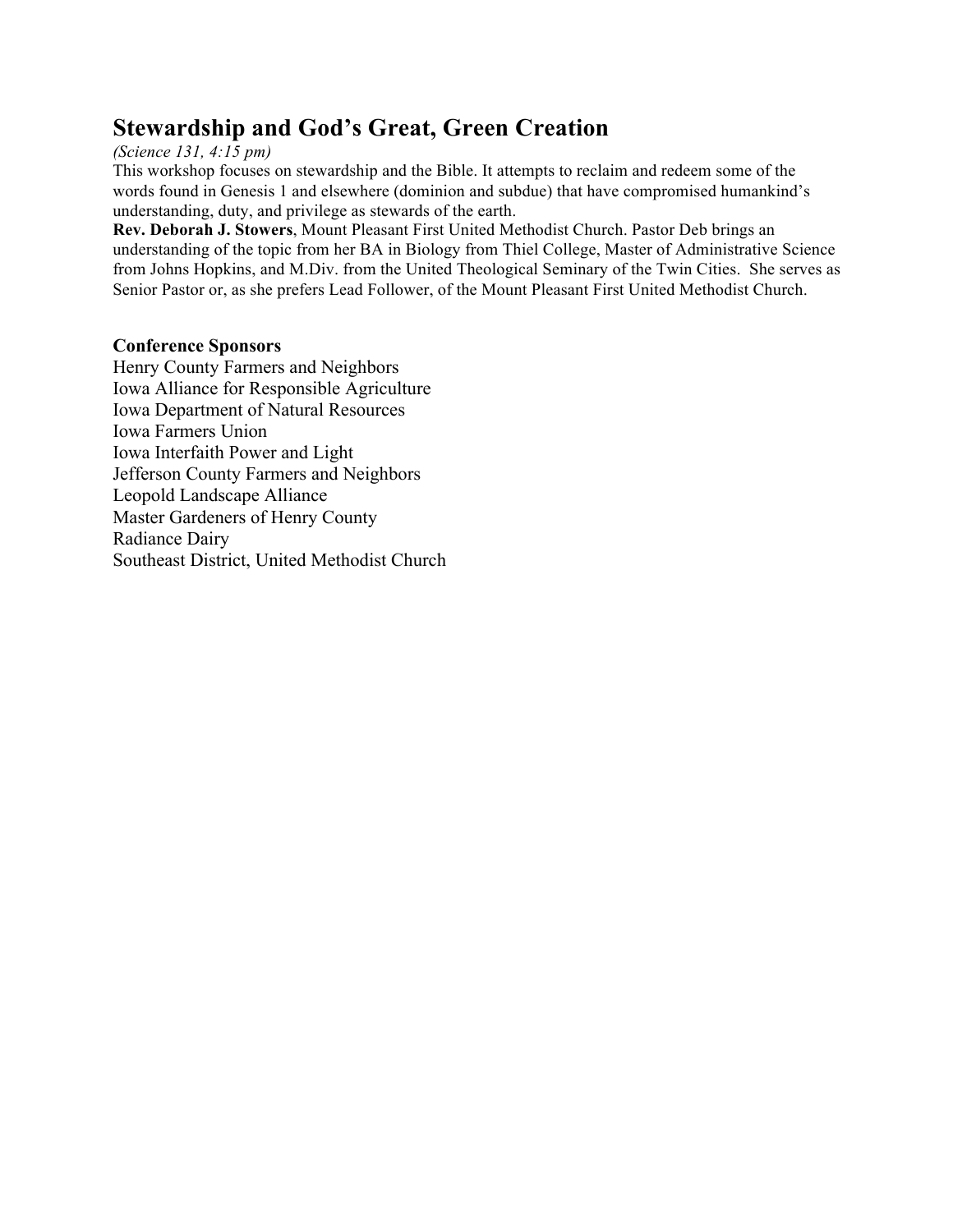## Stewardship and God's Great, Green Creation

*(Science 131, 4:15 pm)*

This workshop focuses on stewardship and the Bible. It attempts to reclaim and redeem some of the words found in Genesis 1 and elsewhere (dominion and subdue) that have compromised humankind's understanding, duty, and privilege as stewards of the earth.

**Rev. Deborah J. Stowers**, Mount Pleasant First United Methodist Church. Pastor Deb brings an understanding of the topic from her BA in Biology from Thiel College, Master of Administrative Science from Johns Hopkins, and M.Div. from the United Theological Seminary of the Twin Cities. She serves as Senior Pastor or, as she prefers Lead Follower, of the Mount Pleasant First United Methodist Church.

**Conference Sponsors**

Henry County Farmers and Neighbors
Iowa Alliance for Responsible Agriculture
Iowa Department of Natural Resources
Iowa Farmers Union
Iowa Interfaith Power and Light
Jefferson County Farmers and Neighbors
Leopold Landscape Alliance
Master Gardeners of Henry County
Radiance Dairy
Southeast District, United Methodist Church